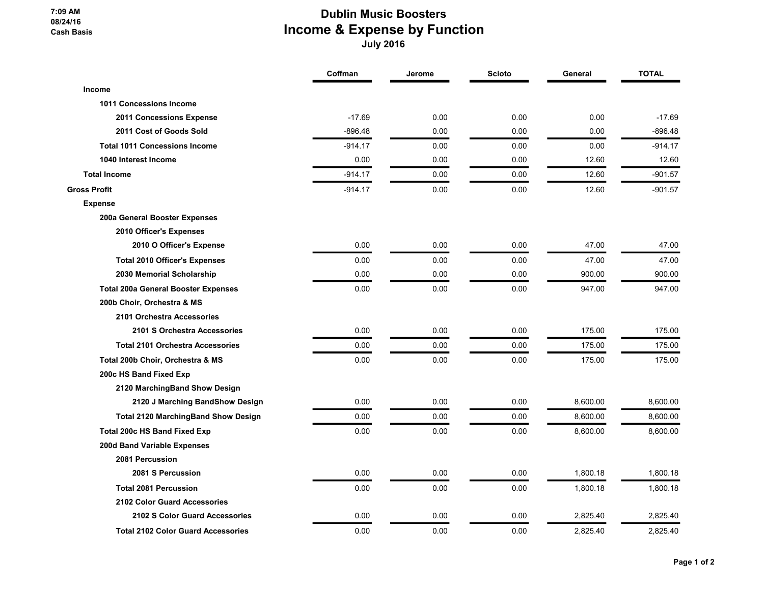7:09 AM
08/24/16
Cash Basis

# Dublin Music Boosters
## Income & Expense by Function
### July 2016

| | Coffman | Jerome | Scioto | General | TOTAL |
|---|---|---|---|---|---|
| **Income** | | | | | |
| **1011 Concessions Income** | | | | | |
| **2011 Concessions Expense** | -17.69 | 0.00 | 0.00 | 0.00 | -17.69 |
| **2011 Cost of Goods Sold** | -896.48 | 0.00 | 0.00 | 0.00 | -896.48 |
| **Total 1011 Concessions Income** | -914.17 | 0.00 | 0.00 | 0.00 | -914.17 |
| **1040 Interest Income** | 0.00 | 0.00 | 0.00 | 12.60 | 12.60 |
| **Total Income** | -914.17 | 0.00 | 0.00 | 12.60 | -901.57 |
| **Gross Profit** | -914.17 | 0.00 | 0.00 | 12.60 | -901.57 |
| **Expense** | | | | | |
| **200a General Booster Expenses** | | | | | |
| **2010 Officer's Expenses** | | | | | |
| **2010 O Officer's Expense** | 0.00 | 0.00 | 0.00 | 47.00 | 47.00 |
| **Total 2010 Officer's Expenses** | 0.00 | 0.00 | 0.00 | 47.00 | 47.00 |
| **2030 Memorial Scholarship** | 0.00 | 0.00 | 0.00 | 900.00 | 900.00 |
| **Total 200a General Booster Expenses** | 0.00 | 0.00 | 0.00 | 947.00 | 947.00 |
| **200b Choir, Orchestra & MS** | | | | | |
| **2101 Orchestra Accessories** | | | | | |
| **2101 S Orchestra Accessories** | 0.00 | 0.00 | 0.00 | 175.00 | 175.00 |
| **Total 2101 Orchestra Accessories** | 0.00 | 0.00 | 0.00 | 175.00 | 175.00 |
| **Total 200b Choir, Orchestra & MS** | 0.00 | 0.00 | 0.00 | 175.00 | 175.00 |
| **200c HS Band Fixed Exp** | | | | | |
| **2120 MarchingBand Show Design** | | | | | |
| **2120 J Marching BandShow Design** | 0.00 | 0.00 | 0.00 | 8,600.00 | 8,600.00 |
| **Total 2120 MarchingBand Show Design** | 0.00 | 0.00 | 0.00 | 8,600.00 | 8,600.00 |
| **Total 200c HS Band Fixed Exp** | 0.00 | 0.00 | 0.00 | 8,600.00 | 8,600.00 |
| **200d Band Variable Expenses** | | | | | |
| **2081 Percussion** | | | | | |
| **2081 S Percussion** | 0.00 | 0.00 | 0.00 | 1,800.18 | 1,800.18 |
| **Total 2081 Percussion** | 0.00 | 0.00 | 0.00 | 1,800.18 | 1,800.18 |
| **2102 Color Guard Accessories** | | | | | |
| **2102 S Color Guard Accessories** | 0.00 | 0.00 | 0.00 | 2,825.40 | 2,825.40 |
| **Total 2102 Color Guard Accessories** | 0.00 | 0.00 | 0.00 | 2,825.40 | 2,825.40 |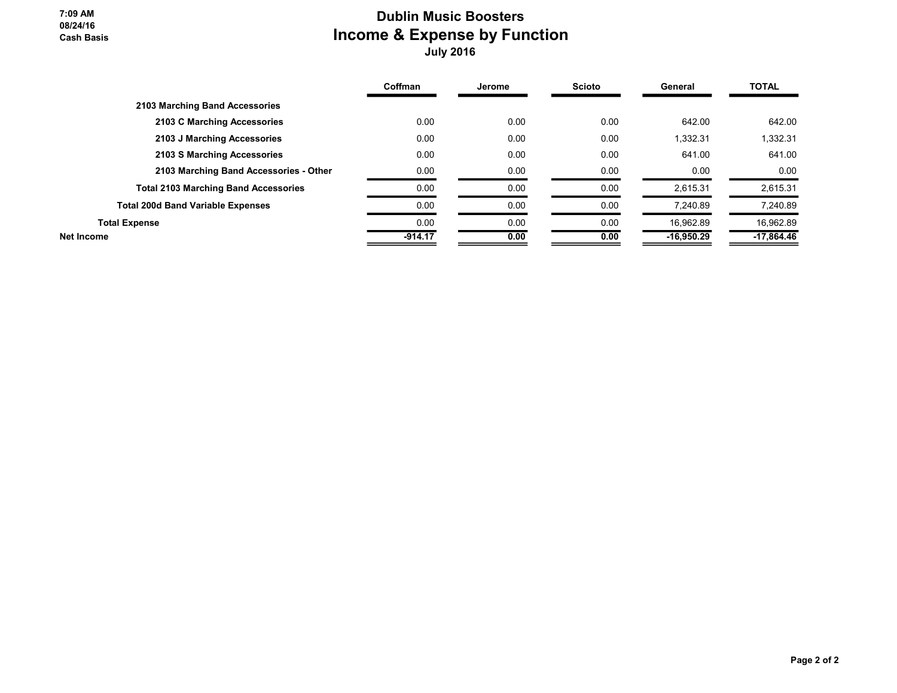# Dublin Music Boosters

## Income & Expense by Function

### July 2016

7:09 AM
08/24/16
Cash Basis

| | Coffman | Jerome | Scioto | General | TOTAL |
|---|---|---|---|---|---|
| **2103 Marching Band Accessories** | | | | | |
| **2103 C Marching Accessories** | 0.00 | 0.00 | 0.00 | 642.00 | 642.00 |
| **2103 J Marching Accessories** | 0.00 | 0.00 | 0.00 | 1,332.31 | 1,332.31 |
| **2103 S Marching Accessories** | 0.00 | 0.00 | 0.00 | 641.00 | 641.00 |
| **2103 Marching Band Accessories - Other** | 0.00 | 0.00 | 0.00 | 0.00 | 0.00 |
| **Total 2103 Marching Band Accessories** | 0.00 | 0.00 | 0.00 | 2,615.31 | 2,615.31 |
| **Total 200d Band Variable Expenses** | 0.00 | 0.00 | 0.00 | 7,240.89 | 7,240.89 |
| **Total Expense** | 0.00 | 0.00 | 0.00 | 16,962.89 | 16,962.89 |
| **Net Income** | **-914.17** | **0.00** | **0.00** | **-16,950.29** | **-17,864.46** |